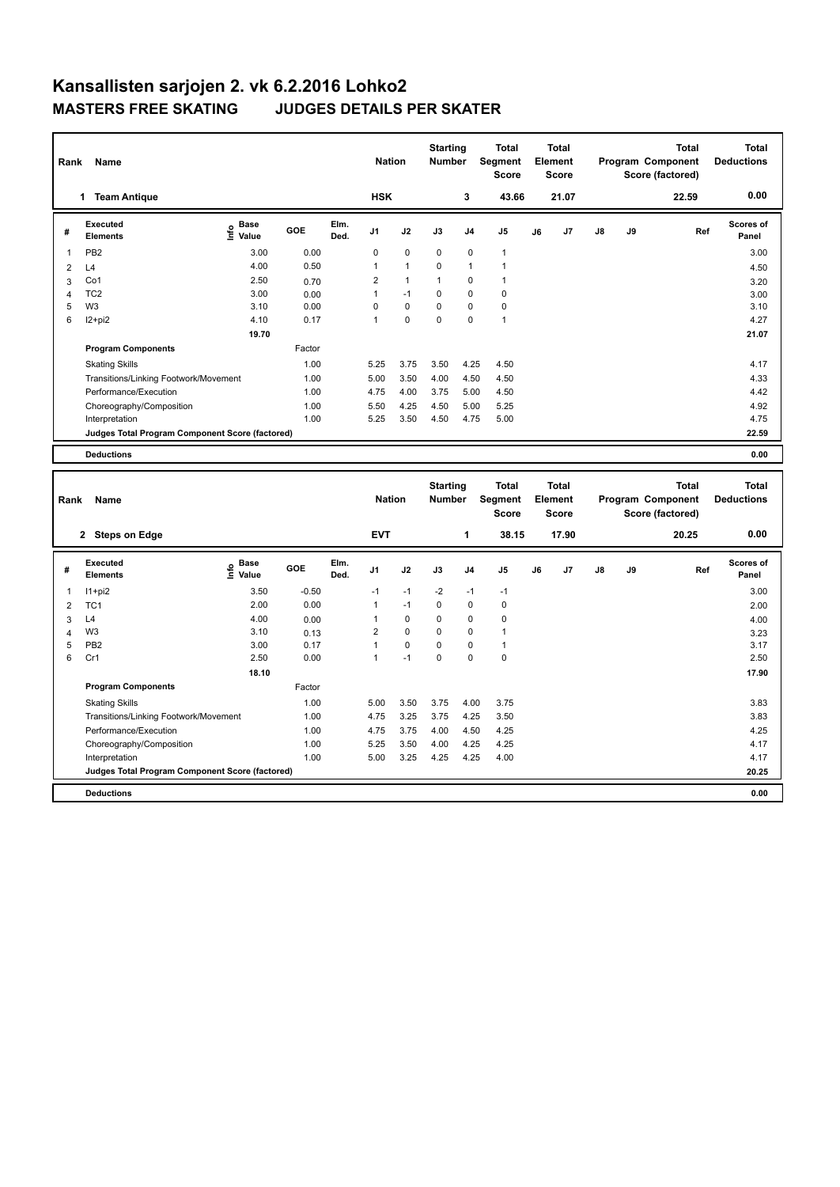# Kansallisten sarjojen 2. vk 6.2.2016 Lohko2

## MASTERS FREE SKATING JUDGES DETAILS PER SKATER

| Rank | Name | Nation | Starting Number | Total Segment Score | Total Element Score | Total Program Component Score (factored) | Total Deductions |
|---|---|---|---|---|---|---|---|
| 1 | Team Antique | HSK | 3 | 43.66 | 21.07 | 22.59 | 0.00 |

| # | Executed Elements | Info | Base Value | GOE | Elm. Ded. | J1 | J2 | J3 | J4 | J5 | J6 | J7 | J8 | J9 | Ref | Scores of Panel |
|---|---|---|---|---|---|---|---|---|---|---|---|---|---|---|---|---|
| 1 | PB2 | | 3.00 | 0.00 | | 0 | 0 | 0 | 0 | 1 | | | | | | 3.00 |
| 2 | L4 | | 4.00 | 0.50 | | 1 | 1 | 0 | 1 | 1 | | | | | | 4.50 |
| 3 | Co1 | | 2.50 | 0.70 | | 2 | 1 | 1 | 0 | 1 | | | | | | 3.20 |
| 4 | TC2 | | 3.00 | 0.00 | | 1 | -1 | 0 | 0 | 0 | | | | | | 3.00 |
| 5 | W3 | | 3.10 | 0.00 | | 0 | 0 | 0 | 0 | 0 | | | | | | 3.10 |
| 6 | I2+pi2 | | 4.10 | 0.17 | | 1 | 0 | 0 | 0 | 1 | | | | | | 4.27 |
| | | | 19.70 | | | | | | | | | | | | | 21.07 |
| | **Program Components** | | | Factor | | | | | | | | | | | | |
| | Skating Skills | | | 1.00 | | 5.25 | 3.75 | 3.50 | 4.25 | 4.50 | | | | | | 4.17 |
| | Transitions/Linking Footwork/Movement | | | 1.00 | | 5.00 | 3.50 | 4.00 | 4.50 | 4.50 | | | | | | 4.33 |
| | Performance/Execution | | | 1.00 | | 4.75 | 4.00 | 3.75 | 5.00 | 4.50 | | | | | | 4.42 |
| | Choreography/Composition | | | 1.00 | | 5.50 | 4.25 | 4.50 | 5.00 | 5.25 | | | | | | 4.92 |
| | Interpretation | | | 1.00 | | 5.25 | 3.50 | 4.50 | 4.75 | 5.00 | | | | | | 4.75 |
| | **Judges Total Program Component Score (factored)** | | | | | | | | | | | | | | | 22.59 |
| | **Deductions** | | | | | | | | | | | | | | | 0.00 |

| Rank | Name | Nation | Starting Number | Total Segment Score | Total Element Score | Total Program Component Score (factored) | Total Deductions |
|---|---|---|---|---|---|---|---|
| 2 | Steps on Edge | EVT | 1 | 38.15 | 17.90 | 20.25 | 0.00 |

| # | Executed Elements | Info | Base Value | GOE | Elm. Ded. | J1 | J2 | J3 | J4 | J5 | J6 | J7 | J8 | J9 | Ref | Scores of Panel |
|---|---|---|---|---|---|---|---|---|---|---|---|---|---|---|---|---|
| 1 | I1+pi2 | | 3.50 | -0.50 | | -1 | -1 | -2 | -1 | -1 | | | | | | 3.00 |
| 2 | TC1 | | 2.00 | 0.00 | | 1 | -1 | 0 | 0 | 0 | | | | | | 2.00 |
| 3 | L4 | | 4.00 | 0.00 | | 1 | 0 | 0 | 0 | 0 | | | | | | 4.00 |
| 4 | W3 | | 3.10 | 0.13 | | 2 | 0 | 0 | 0 | 1 | | | | | | 3.23 |
| 5 | PB2 | | 3.00 | 0.17 | | 1 | 0 | 0 | 0 | 1 | | | | | | 3.17 |
| 6 | Cr1 | | 2.50 | 0.00 | | 1 | -1 | 0 | 0 | 0 | | | | | | 2.50 |
| | | | 18.10 | | | | | | | | | | | | | 17.90 |
| | **Program Components** | | | Factor | | | | | | | | | | | | |
| | Skating Skills | | | 1.00 | | 5.00 | 3.50 | 3.75 | 4.00 | 3.75 | | | | | | 3.83 |
| | Transitions/Linking Footwork/Movement | | | 1.00 | | 4.75 | 3.25 | 3.75 | 4.25 | 3.50 | | | | | | 3.83 |
| | Performance/Execution | | | 1.00 | | 4.75 | 3.75 | 4.00 | 4.50 | 4.25 | | | | | | 4.25 |
| | Choreography/Composition | | | 1.00 | | 5.25 | 3.50 | 4.00 | 4.25 | 4.25 | | | | | | 4.17 |
| | Interpretation | | | 1.00 | | 5.00 | 3.25 | 4.25 | 4.25 | 4.00 | | | | | | 4.17 |
| | **Judges Total Program Component Score (factored)** | | | | | | | | | | | | | | | 20.25 |
| | **Deductions** | | | | | | | | | | | | | | | 0.00 |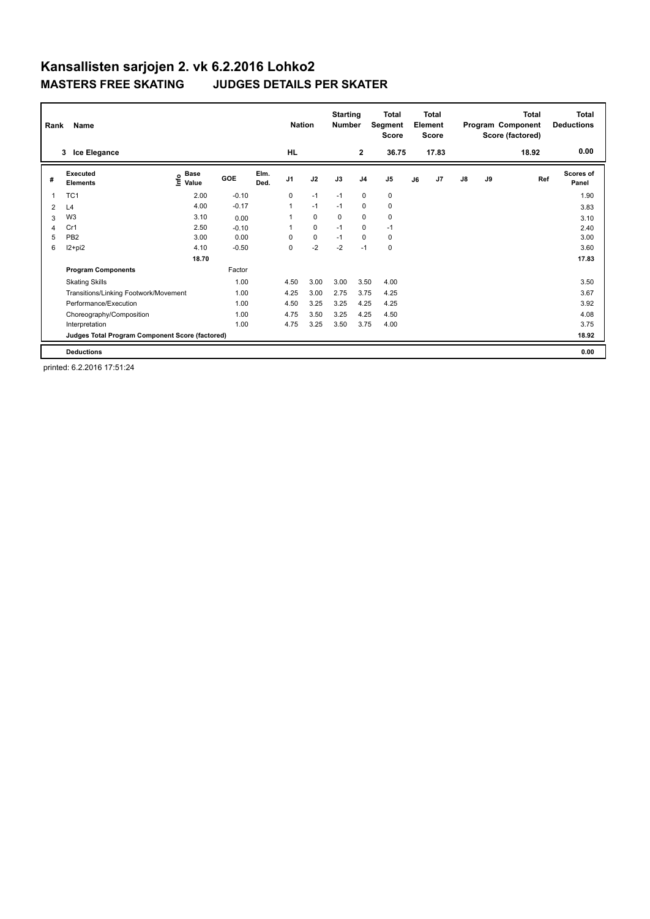# Kansallisten sarjojen 2. vk 6.2.2016 Lohko2

## MASTERS FREE SKATING     JUDGES DETAILS PER SKATER

| Rank | Name | Nation | Starting Number | Total Segment Score | Total Element Score | Total Program Component Score (factored) | Total Deductions |
|---|---|---|---|---|---|---|---|
| 3 | Ice Elegance | HL | 2 | 36.75 | 17.83 | 18.92 | 0.00 |

| # | Executed Elements | Info | Base Value | GOE | Elm. Ded. | J1 | J2 | J3 | J4 | J5 | J6 | J7 | J8 | J9 | Ref | Scores of Panel |
|---|---|---|---|---|---|---|---|---|---|---|---|---|---|---|---|---|
| 1 | TC1 | | 2.00 | -0.10 | | 0 | -1 | -1 | 0 | 0 | | | | | | 1.90 |
| 2 | L4 | | 4.00 | -0.17 | | 1 | -1 | -1 | 0 | 0 | | | | | | 3.83 |
| 3 | W3 | | 3.10 | 0.00 | | 1 | 0 | 0 | 0 | 0 | | | | | | 3.10 |
| 4 | Cr1 | | 2.50 | -0.10 | | 1 | 0 | -1 | 0 | -1 | | | | | | 2.40 |
| 5 | PB2 | | 3.00 | 0.00 | | 0 | 0 | -1 | 0 | 0 | | | | | | 3.00 |
| 6 | I2+pi2 | | 4.10 | -0.50 | | 0 | -2 | -2 | -1 | 0 | | | | | | 3.60 |
| | | | 18.70 | | | | | | | | | | | | | 17.83 |
| | **Program Components** | | | Factor | | | | | | | | | | | | |
| | Skating Skills | | | 1.00 | | 4.50 | 3.00 | 3.00 | 3.50 | 4.00 | | | | | | 3.50 |
| | Transitions/Linking Footwork/Movement | | | 1.00 | | 4.25 | 3.00 | 2.75 | 3.75 | 4.25 | | | | | | 3.67 |
| | Performance/Execution | | | 1.00 | | 4.50 | 3.25 | 3.25 | 4.25 | 4.25 | | | | | | 3.92 |
| | Choreography/Composition | | | 1.00 | | 4.75 | 3.50 | 3.25 | 4.25 | 4.50 | | | | | | 4.08 |
| | Interpretation | | | 1.00 | | 4.75 | 3.25 | 3.50 | 3.75 | 4.00 | | | | | | 3.75 |
| | **Judges Total Program Component Score (factored)** | | | | | | | | | | | | | | | 18.92 |
| | **Deductions** | | | | | | | | | | | | | | | 0.00 |

printed: 6.2.2016 17:51:24